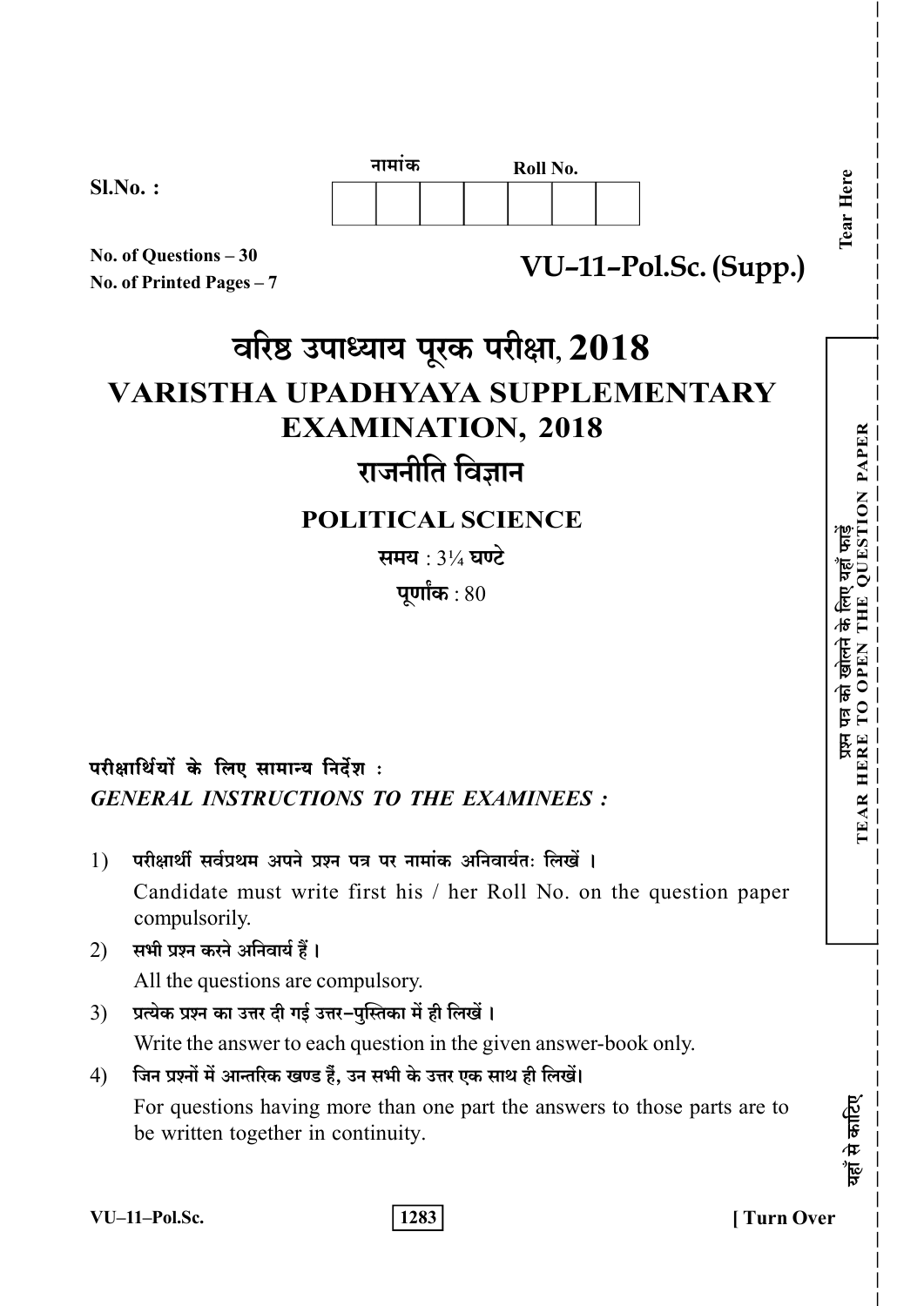Sl.No. :

नामांक Roll No.

| | | | | | | |
|---|---|---|---|---|---|---|
| | | | | | | |

No. of Questions – 30
No. of Printed Pages – 7

**VU–11–Pol.Sc. (Supp.)**

# वरिष्ठ उपाध्याय पूरक परीक्षा, 2018

# VARISTHA UPADHYAYA SUPPLEMENTARY EXAMINATION, 2018

## राजनीति विज्ञान

## POLITICAL SCIENCE

**समय** : 3¼ **घण्टे**

**पूर्णांक** : 80

**परीक्षार्थियों के लिए सामान्य निर्देश :**

***GENERAL INSTRUCTIONS TO THE EXAMINEES :***

1) **परीक्षार्थी सर्वप्रथम अपने प्रश्न पत्र पर नामांक अनिवार्यतः लिखें ।**
   Candidate must write first his / her Roll No. on the question paper compulsorily.
2) **सभी प्रश्न करने अनिवार्य हैं ।**
   All the questions are compulsory.
3) **प्रत्येक प्रश्न का उत्तर दी गई उत्तर–पुस्तिका में ही लिखें ।**
   Write the answer to each question in the given answer-book only.
4) **जिन प्रश्नों में आन्तरिक खण्ड हैं, उन सभी के उत्तर एक साथ ही लिखें।**
   For questions having more than one part the answers to those parts are to be written together in continuity.

VU–11–Pol.Sc. 1283 [ Turn Over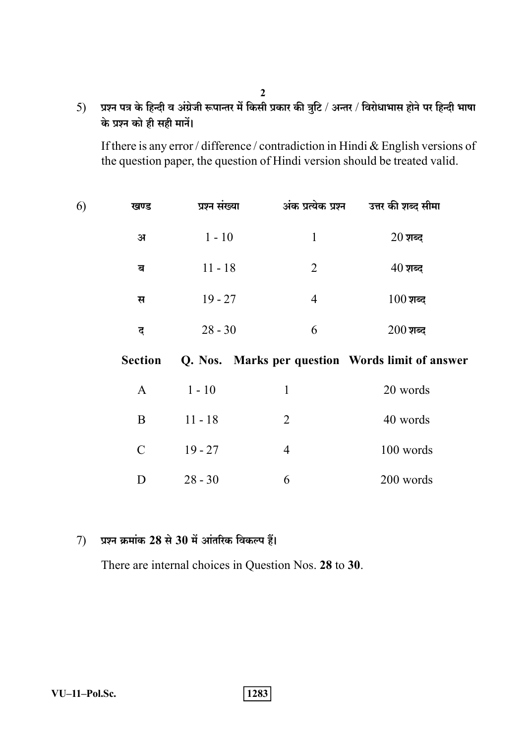5) प्रश्न पत्र के हिन्दी व अंग्रेजी रूपान्तर में किसी प्रकार की त्रुटि / अन्तर / विरोधाभास होने पर हिन्दी भाषा के प्रश्न को ही सही मानें।

If there is any error / difference / contradiction in Hindi & English versions of the question paper, the question of Hindi version should be treated valid.

6)

| खण्ड | प्रश्न संख्या | अंक प्रत्येक प्रश्न | उत्तर की शब्द सीमा |
|---|---|---|---|
| अ | 1 - 10 | 1 | 20 शब्द |
| ब | 11 - 18 | 2 | 40 शब्द |
| स | 19 - 27 | 4 | 100 शब्द |
| द | 28 - 30 | 6 | 200 शब्द |

| **Section** | **Q. Nos.** | **Marks per question** | **Words limit of answer** |
|---|---|---|---|
| A | 1 - 10 | 1 | 20 words |
| B | 11 - 18 | 2 | 40 words |
| C | 19 - 27 | 4 | 100 words |
| D | 28 - 30 | 6 | 200 words |

7) प्रश्न क्रमांक **28** से **30** में आंतरिक विकल्प हैं।

There are internal choices in Question Nos. **28** to **30**.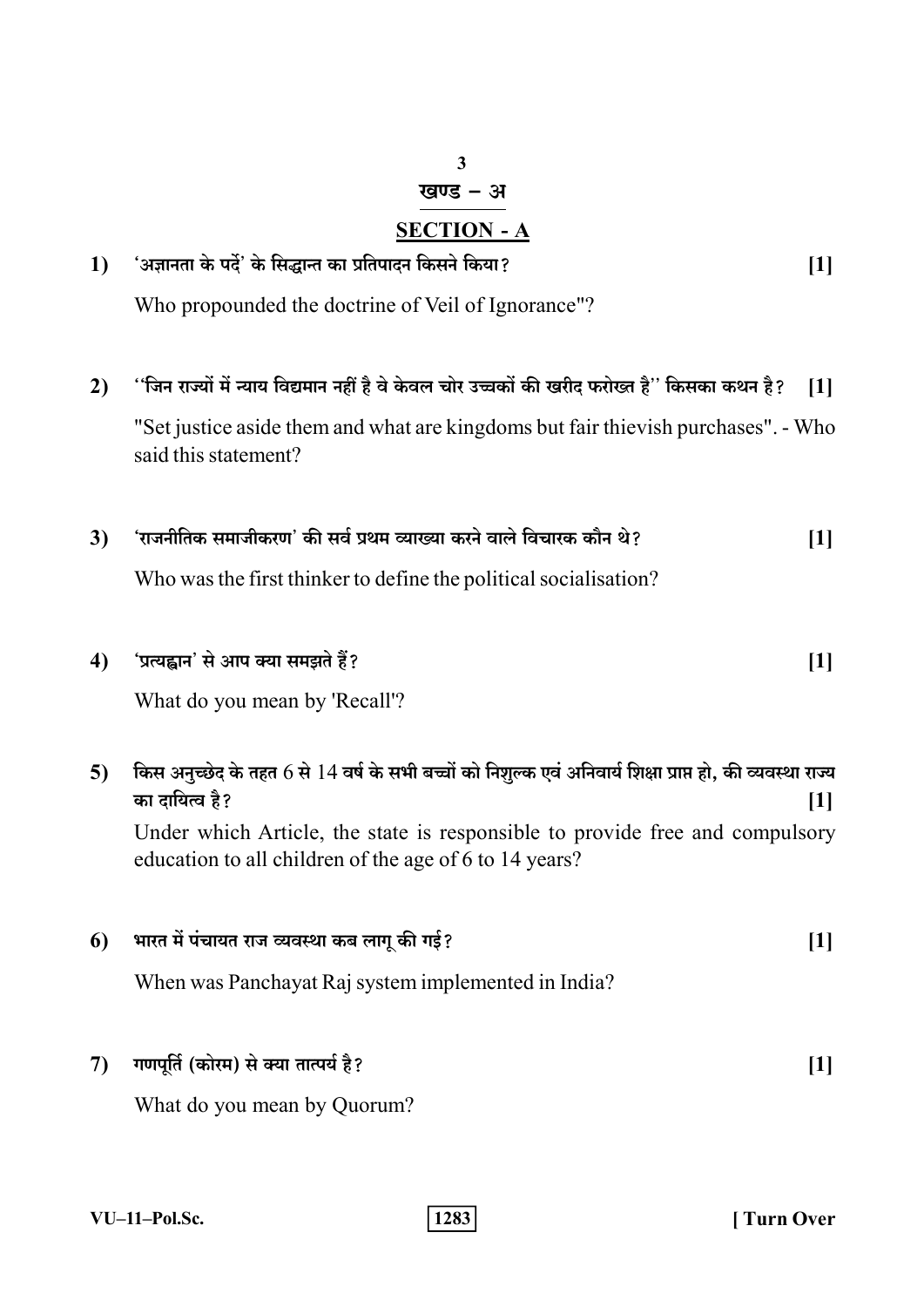## खण्ड – अ

## SECTION - A

1) 'अज्ञानता के पर्दे' के सिद्धान्त का प्रतिपादन किसने किया? [1]

Who propounded the doctrine of Veil of Ignorance"?

2) ''जिन राज्यों में न्याय विद्यमान नहीं है वे केवल चोर उच्चकों की खरीद फरोख्त है'' किसका कथन है? [1]

"Set justice aside them and what are kingdoms but fair thievish purchases". - Who said this statement?

3) 'राजनीतिक समाजीकरण' की सर्व प्रथम व्याख्या करने वाले विचारक कौन थे? [1]

Who was the first thinker to define the political socialisation?

4) 'प्रत्यह्वान' से आप क्या समझते हैं? [1]

What do you mean by 'Recall'?

5) किस अनुच्छेद के तहत 6 से 14 वर्ष के सभी बच्चों को निशुल्क एवं अनिवार्य शिक्षा प्राप्त हो, की व्यवस्था राज्य का दायित्व है? [1]

Under which Article, the state is responsible to provide free and compulsory education to all children of the age of 6 to 14 years?

6) भारत में पंचायत राज व्यवस्था कब लागू की गई? [1]

When was Panchayat Raj system implemented in India?

7) गणपूर्ति (कोरम) से क्या तात्पर्य है? [1]

What do you mean by Quorum?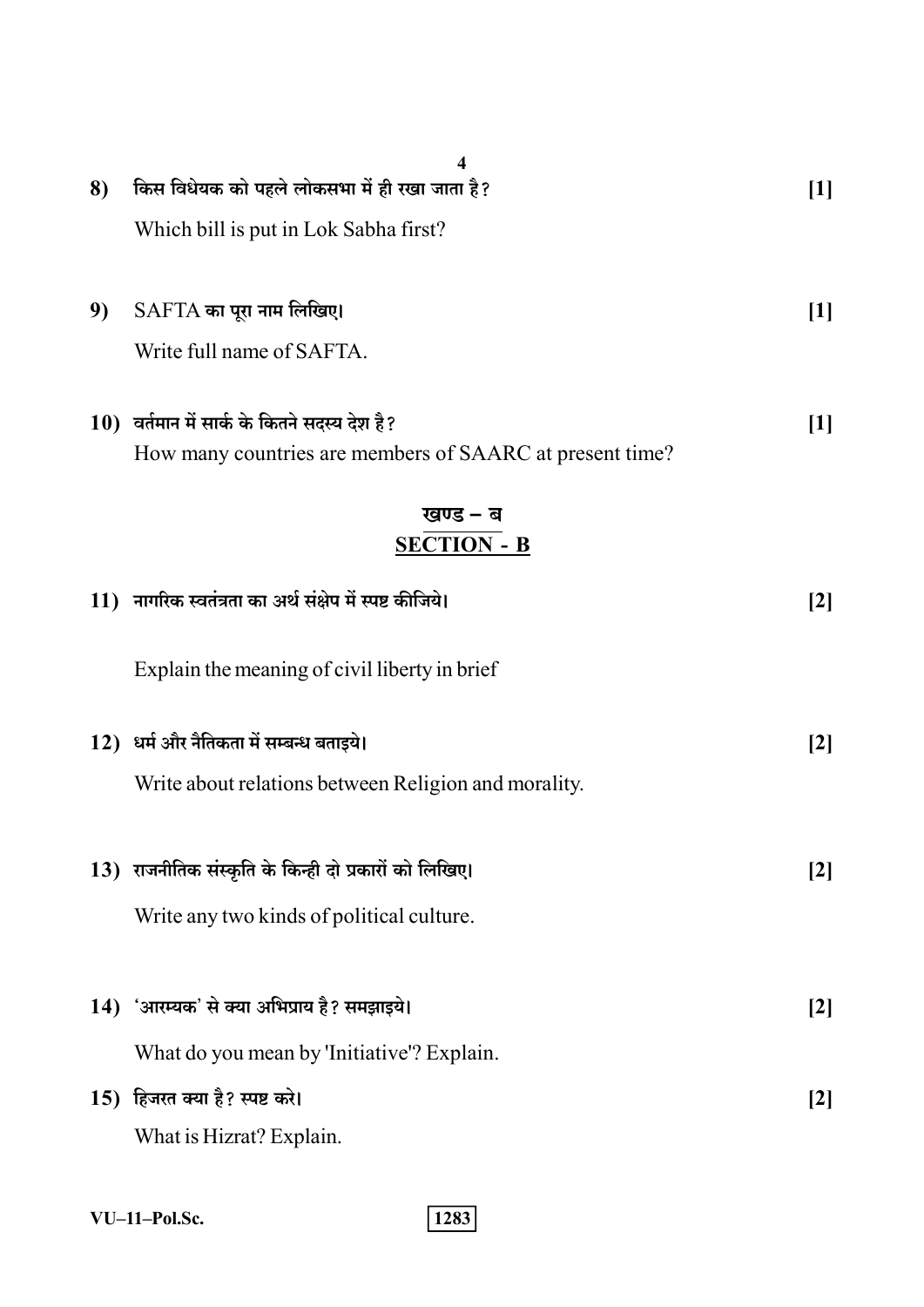8) किस विधेयक को पहले लोकसभा में ही रखा जाता है? **[1]**

Which bill is put in Lok Sabha first?

9) SAFTA का पूरा नाम लिखिए। **[1]**

Write full name of SAFTA.

10) वर्तमान में सार्क के कितने सदस्य देश है? **[1]**

How many countries are members of SAARC at present time?

## खण्ड – ब
## SECTION - B

11) नागरिक स्वतंत्रता का अर्थ संक्षेप में स्पष्ट कीजिये। **[2]**

Explain the meaning of civil liberty in brief

12) धर्म और नैतिकता में सम्बन्ध बताइये। **[2]**

Write about relations between Religion and morality.

13) राजनीतिक संस्कृति के किन्ही दो प्रकारों को लिखिए। **[2]**

Write any two kinds of political culture.

14) 'आरम्यक' से क्या अभिप्राय है? समझाइये। **[2]**

What do you mean by 'Initiative'? Explain.

15) हिजरत क्या है? स्पष्ट करे। **[2]**

What is Hizrat? Explain.

VU–11–Pol.Sc.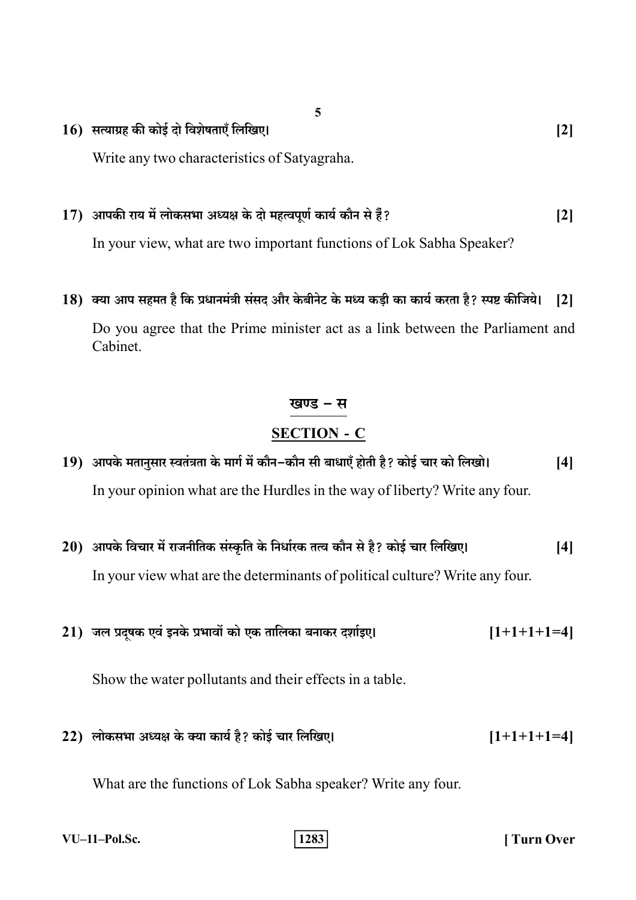16) सत्याग्रह की कोई दो विशेषताएँ लिखिए। [2]

Write any two characteristics of Satyagraha.

17) आपकी राय में लोकसभा अध्यक्ष के दो महत्वपूर्ण कार्य कौन से हैं? [2]

In your view, what are two important functions of Lok Sabha Speaker?

18) क्या आप सहमत है कि प्रधानमंत्री संसद और केबीनेट के मध्य कड़ी का कार्य करता है? स्पष्ट कीजिये। [2]

Do you agree that the Prime minister act as a link between the Parliament and Cabinet.

## खण्ड – स

## SECTION - C

19) आपके मतानुसार स्वतंत्रता के मार्ग में कौन–कौन सी बाधाएँ होती है? कोई चार को लिखो। [4]

In your opinion what are the Hurdles in the way of liberty? Write any four.

20) आपके विचार में राजनीतिक संस्कृति के निर्धारक तत्व कौन से है? कोई चार लिखिए। [4]

In your view what are the determinants of political culture? Write any four.

21) जल प्रदूषक एवं इनके प्रभावों को एक तालिका बनाकर दर्शाइए। [1+1+1+1=4]

Show the water pollutants and their effects in a table.

22) लोकसभा अध्यक्ष के क्या कार्य है? कोई चार लिखिए। [1+1+1+1=4]

What are the functions of Lok Sabha speaker? Write any four.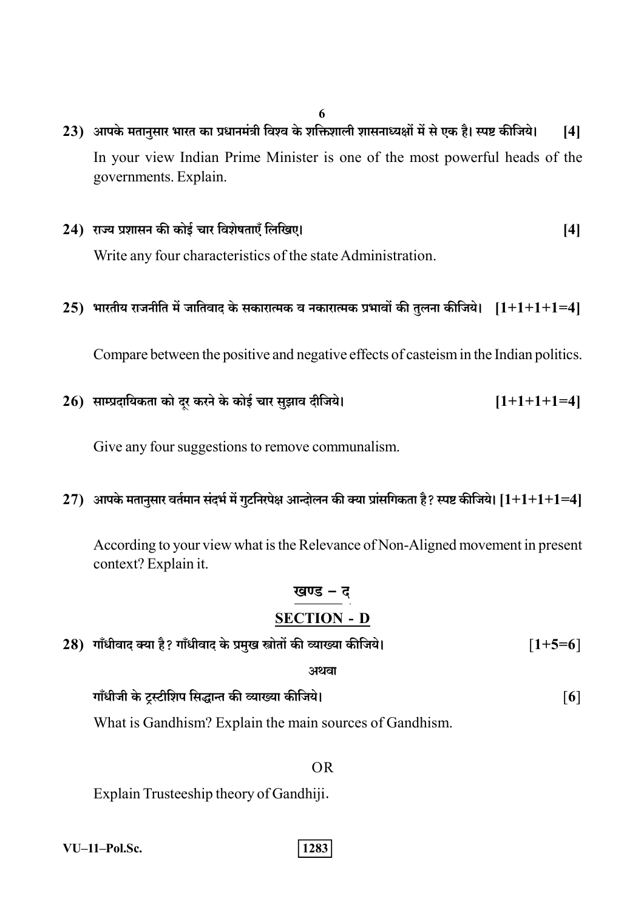23) आपके मतानुसार भारत का प्रधानमंत्री विश्व के शक्तिशाली शासनाध्यक्षों में से एक है। स्पष्ट कीजिये। [4]

In your view Indian Prime Minister is one of the most powerful heads of the governments. Explain.

24) राज्य प्रशासन की कोई चार विशेषताएँ लिखिए। [4]

Write any four characteristics of the state Administration.

25) भारतीय राजनीति में जातिवाद के सकारात्मक व नकारात्मक प्रभावों की तुलना कीजिये। [1+1+1+1=4]

Compare between the positive and negative effects of casteism in the Indian politics.

26) साम्प्रदायिकता को दूर करने के कोई चार सुझाव दीजिये। [1+1+1+1=4]

Give any four suggestions to remove communalism.

27) आपके मतानुसार वर्तमान संदर्भ में गुटनिरपेक्ष आन्दोलन की क्या प्रांसगिकता है? स्पष्ट कीजिये। [1+1+1+1=4]

According to your view what is the Relevance of Non-Aligned movement in present context? Explain it.

## खण्ड – द

## SECTION - D

28) गाँधीवाद क्या है? गाँधीवाद के प्रमुख स्रोतों की व्याख्या कीजिये। [1+5=6]

अथवा

गाँधीजी के ट्रस्टीशिप सिद्धान्त की व्याख्या कीजिये। [6]

What is Gandhism? Explain the main sources of Gandhism.

OR

Explain Trusteeship theory of Gandhiji.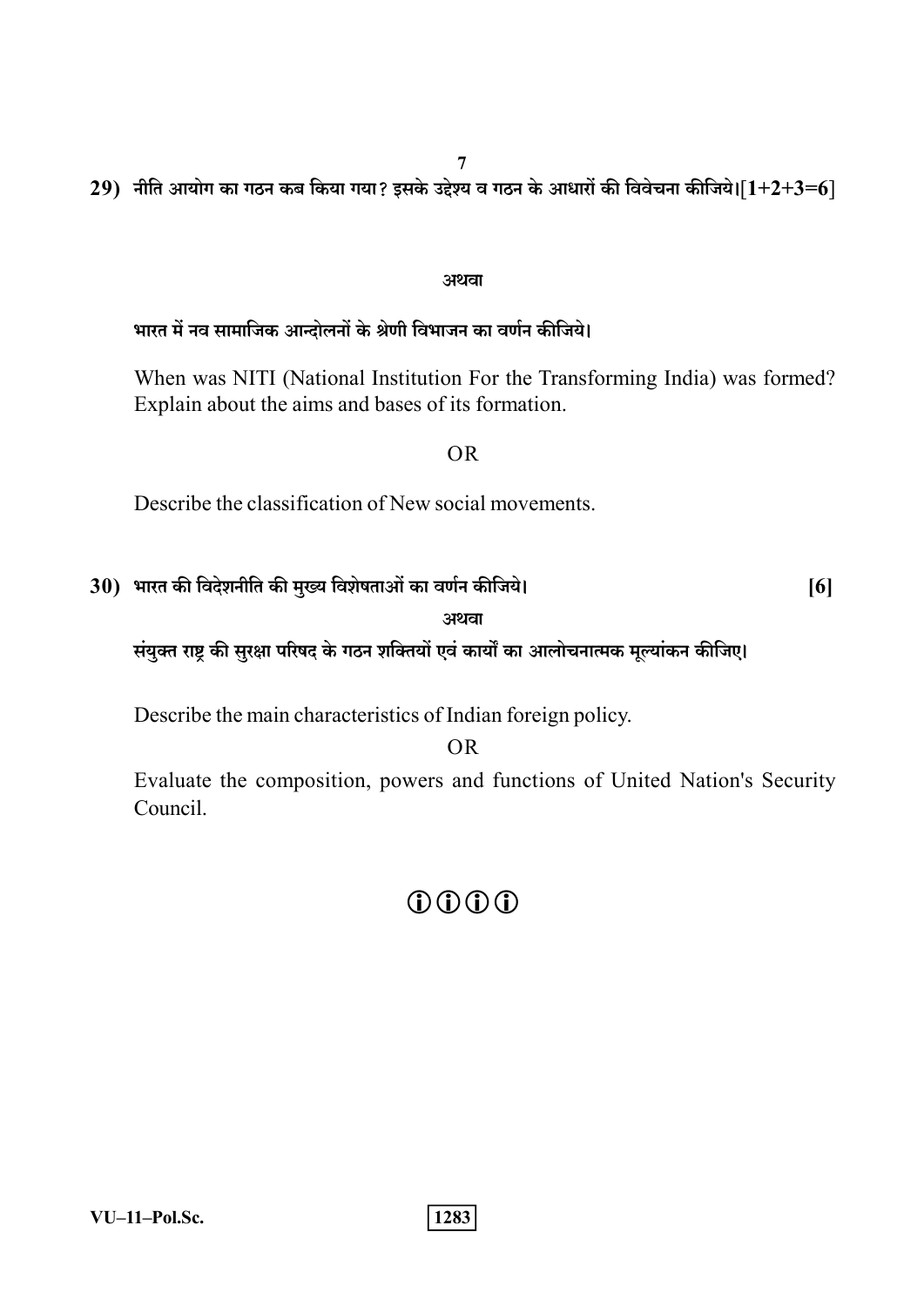29) नीति आयोग का गठन कब किया गया? इसके उद्देश्य व गठन के आधारों की विवेचना कीजिये।[1+2+3=6]

अथवा

भारत में नव सामाजिक आन्दोलनों के श्रेणी विभाजन का वर्णन कीजिये।

When was NITI (National Institution For the Transforming India) was formed? Explain about the aims and bases of its formation.

OR

Describe the classification of New social movements.

30) भारत की विदेशनीति की मुख्य विशेषताओं का वर्णन कीजिये। [6]

अथवा

संयुक्त राष्ट्र की सुरक्षा परिषद के गठन शक्तियों एवं कार्यों का आलोचनात्मक मूल्यांकन कीजिए।

Describe the main characteristics of Indian foreign policy.

OR

Evaluate the composition, powers and functions of United Nation's Security Council.

ⓘⓘⓘⓘ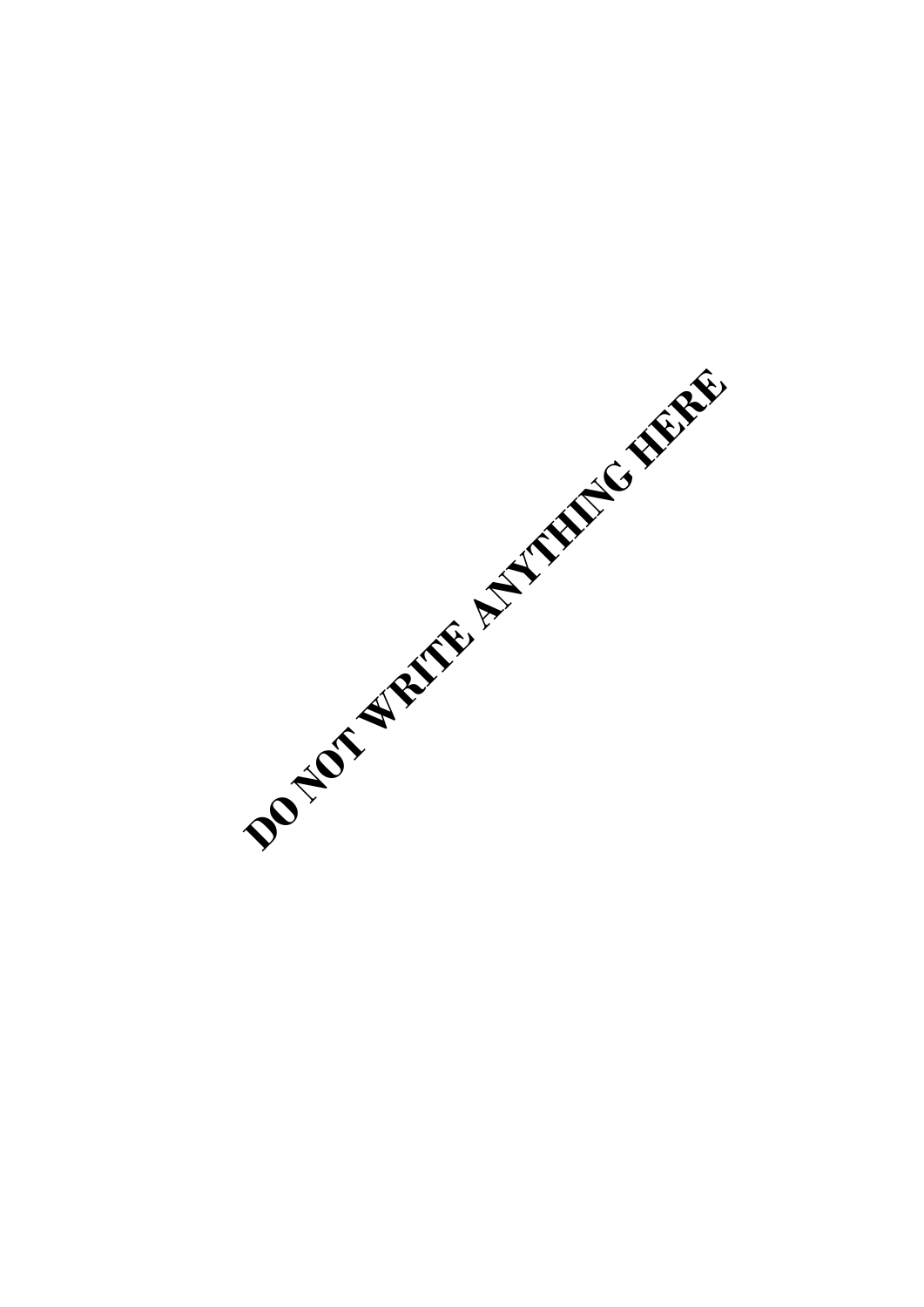DO NOT WRITE ANYTHING HERE